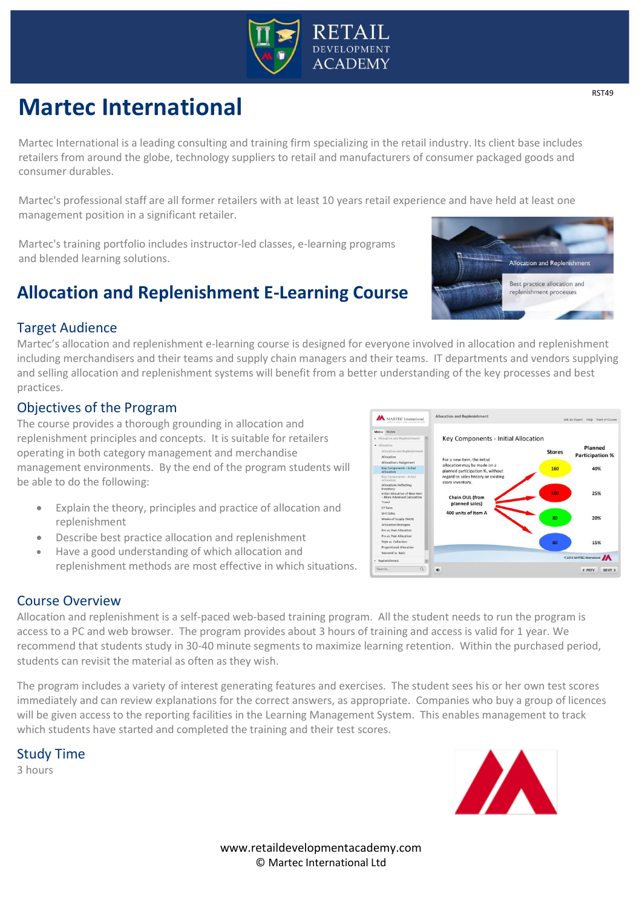RST49

# Martec International

Martec International is a leading consulting and training firm specializing in the retail industry. Its client base includes retailers from around the globe, technology suppliers to retail and manufacturers of consumer packaged goods and consumer durables.

Martec's professional staff are all former retailers with at least 10 years retail experience and have held at least one management position in a significant retailer.

Martec's training portfolio includes instructor-led classes, e-learning programs and blended learning solutions.

## Allocation and Replenishment E-Learning Course

### Target Audience

Martec's allocation and replenishment e-learning course is designed for everyone involved in allocation and replenishment including merchandisers and their teams and supply chain managers and their teams. IT departments and vendors supplying and selling allocation and replenishment systems will benefit from a better understanding of the key processes and best practices.

### Objectives of the Program

The course provides a thorough grounding in allocation and replenishment principles and concepts. It is suitable for retailers operating in both category management and merchandise management environments. By the end of the program students will be able to do the following:

- Explain the theory, principles and practice of allocation and replenishment
- Describe best practice allocation and replenishment
- Have a good understanding of which allocation and replenishment methods are most effective in which situations.

### Course Overview

Allocation and replenishment is a self-paced web-based training program. All the student needs to run the program is access to a PC and web browser. The program provides about 3 hours of training and access is valid for 1 year. We recommend that students study in 30-40 minute segments to maximize learning retention. Within the purchased period, students can revisit the material as often as they wish.

The program includes a variety of interest generating features and exercises. The student sees his or her own test scores immediately and can review explanations for the correct answers, as appropriate. Companies who buy a group of licences will be given access to the reporting facilities in the Learning Management System. This enables management to track which students have started and completed the training and their test scores.

### Study Time

3 hours

www.retaildevelopmentacademy.com
© Martec International Ltd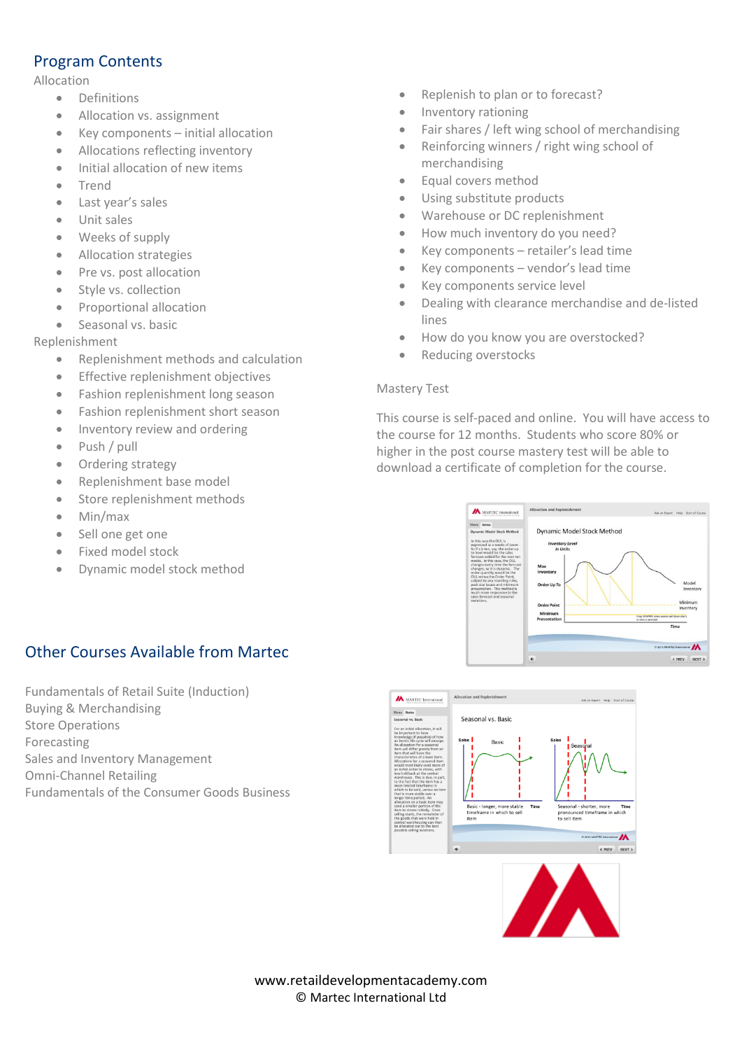## Program Contents

Allocation

- Definitions
- Allocation vs. assignment
- Key components – initial allocation
- Allocations reflecting inventory
- Initial allocation of new items
- Trend
- Last year's sales
- Unit sales
- Weeks of supply
- Allocation strategies
- Pre vs. post allocation
- Style vs. collection
- Proportional allocation
- Seasonal vs. basic

Replenishment

- Replenishment methods and calculation
- Effective replenishment objectives
- Fashion replenishment long season
- Fashion replenishment short season
- Inventory review and ordering
- Push / pull
- Ordering strategy
- Replenishment base model
- Store replenishment methods
- Min/max
- Sell one get one
- Fixed model stock
- Dynamic model stock method
- Replenish to plan or to forecast?
- Inventory rationing
- Fair shares / left wing school of merchandising
- Reinforcing winners / right wing school of merchandising
- Equal covers method
- Using substitute products
- Warehouse or DC replenishment
- How much inventory do you need?
- Key components – retailer's lead time
- Key components – vendor's lead time
- Key components service level
- Dealing with clearance merchandise and de-listed lines
- How do you know you are overstocked?
- Reducing overstocks

Mastery Test

This course is self-paced and online. You will have access to the course for 12 months. Students who score 80% or higher in the post course mastery test will be able to download a certificate of completion for the course.

## Other Courses Available from Martec

Fundamentals of Retail Suite (Induction)
Buying & Merchandising
Store Operations
Forecasting
Sales and Inventory Management
Omni-Channel Retailing
Fundamentals of the Consumer Goods Business

www.retaildevelopmentacademy.com
© Martec International Ltd